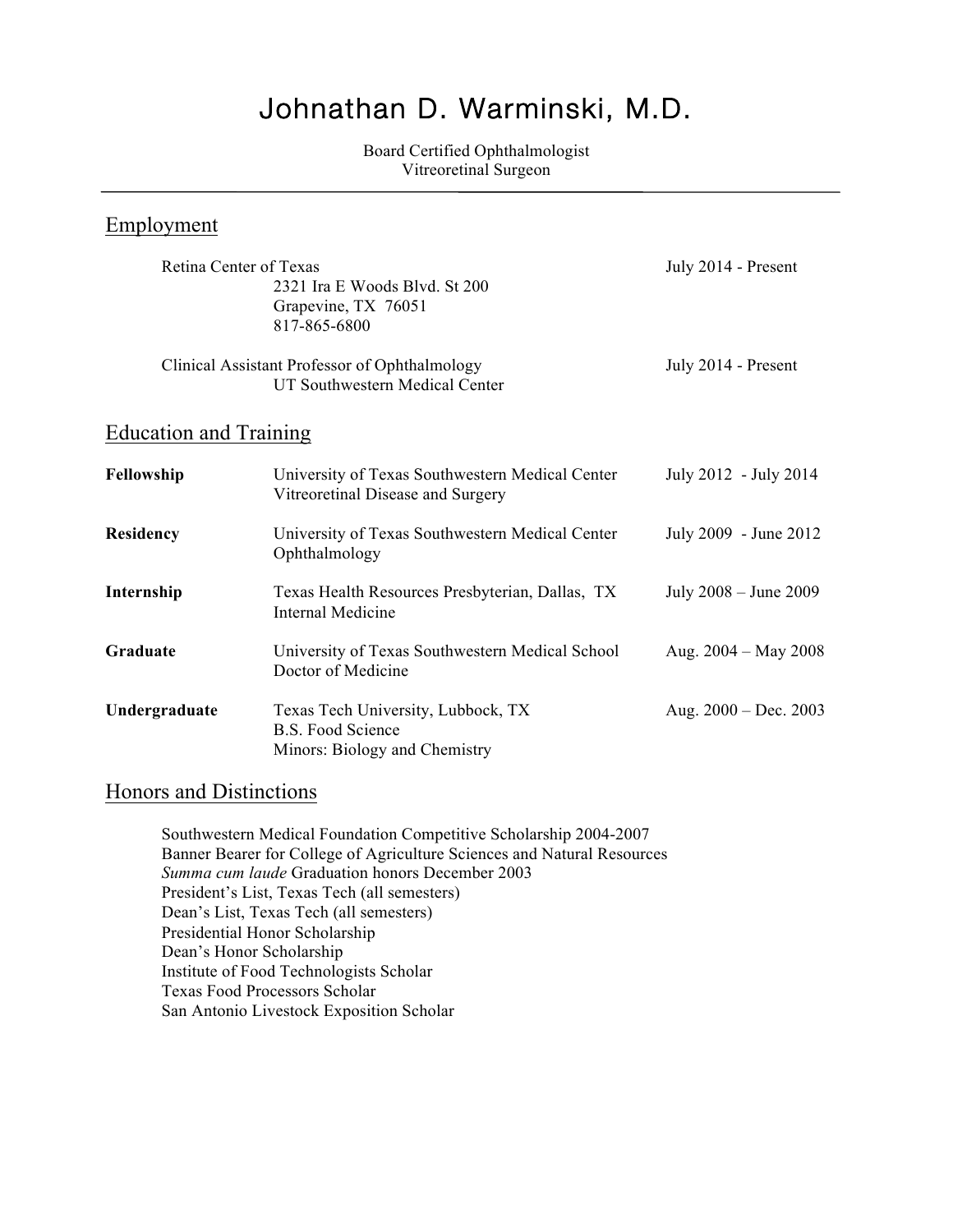# Johnathan D. Warminski, M.D.

Board Certified Ophthalmologist
Vitreoretinal Surgeon

---

## Employment

Retina Center of Texas — July 2014 - Present
2321 Ira E Woods Blvd. St 200
Grapevine, TX 76051
817-865-6800

Clinical Assistant Professor of Ophthalmology — July 2014 - Present
UT Southwestern Medical Center

## Education and Training

| | | |
|---|---|---|
| **Fellowship** | University of Texas Southwestern Medical Center<br>Vitreoretinal Disease and Surgery | July 2012 - July 2014 |
| **Residency** | University of Texas Southwestern Medical Center<br>Ophthalmology | July 2009 - June 2012 |
| **Internship** | Texas Health Resources Presbyterian, Dallas, TX<br>Internal Medicine | July 2008 – June 2009 |
| **Graduate** | University of Texas Southwestern Medical School<br>Doctor of Medicine | Aug. 2004 – May 2008 |
| **Undergraduate** | Texas Tech University, Lubbock, TX<br>B.S. Food Science<br>Minors: Biology and Chemistry | Aug. 2000 – Dec. 2003 |

## Honors and Distinctions

Southwestern Medical Foundation Competitive Scholarship 2004-2007
Banner Bearer for College of Agriculture Sciences and Natural Resources
*Summa cum laude* Graduation honors December 2003
President's List, Texas Tech (all semesters)
Dean's List, Texas Tech (all semesters)
Presidential Honor Scholarship
Dean's Honor Scholarship
Institute of Food Technologists Scholar
Texas Food Processors Scholar
San Antonio Livestock Exposition Scholar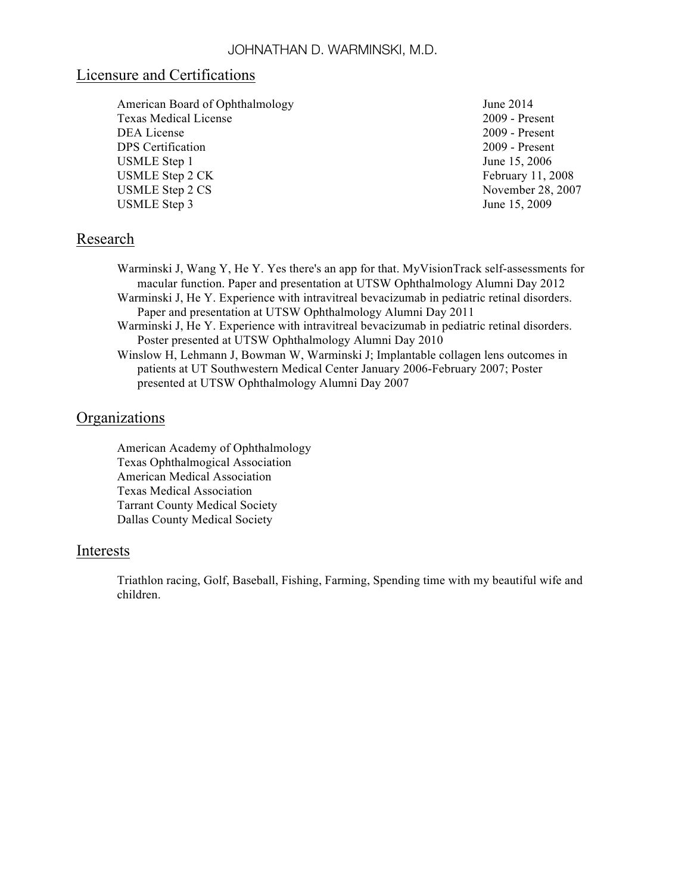JOHNATHAN D. WARMINSKI, M.D.

## Licensure and Certifications

| | |
|---|---|
| American Board of Ophthalmology | June 2014 |
| Texas Medical License | 2009 - Present |
| DEA License | 2009 - Present |
| DPS Certification | 2009 - Present |
| USMLE Step 1 | June 15, 2006 |
| USMLE Step 2 CK | February 11, 2008 |
| USMLE Step 2 CS | November 28, 2007 |
| USMLE Step 3 | June 15, 2009 |

## Research

Warminski J, Wang Y, He Y. Yes there's an app for that. MyVisionTrack self-assessments for macular function. Paper and presentation at UTSW Ophthalmology Alumni Day 2012

Warminski J, He Y. Experience with intravitreal bevacizumab in pediatric retinal disorders. Paper and presentation at UTSW Ophthalmology Alumni Day 2011

Warminski J, He Y. Experience with intravitreal bevacizumab in pediatric retinal disorders. Poster presented at UTSW Ophthalmology Alumni Day 2010

Winslow H, Lehmann J, Bowman W, Warminski J; Implantable collagen lens outcomes in patients at UT Southwestern Medical Center January 2006-February 2007; Poster presented at UTSW Ophthalmology Alumni Day 2007

## Organizations

American Academy of Ophthalmology  
Texas Ophthalmogical Association  
American Medical Association  
Texas Medical Association  
Tarrant County Medical Society  
Dallas County Medical Society

## Interests

Triathlon racing, Golf, Baseball, Fishing, Farming, Spending time with my beautiful wife and children.